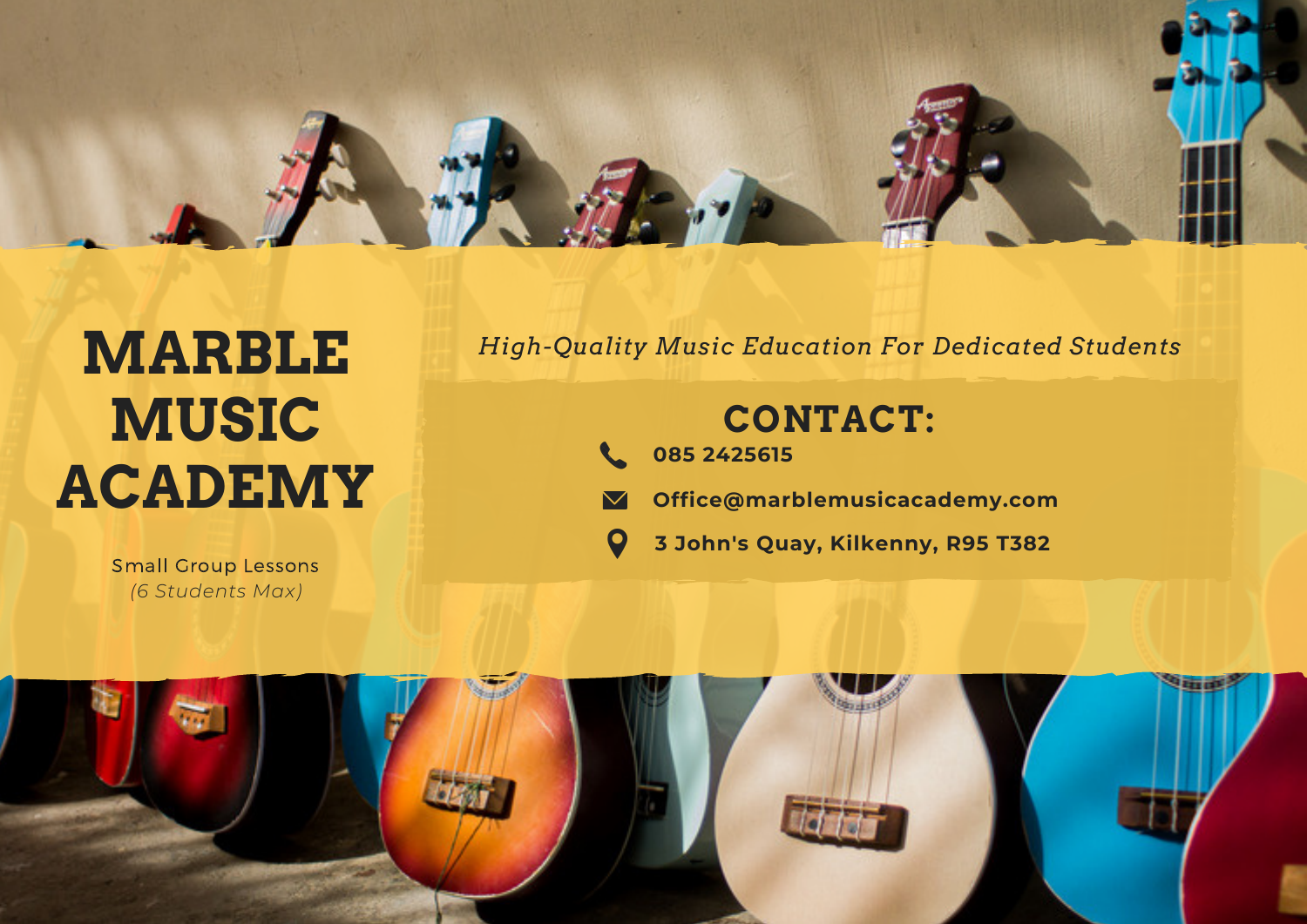# MARBLE MUSIC ACADEMY

Small Group Lessons
*(6 Students Max)*

*High-Quality Music Education For Dedicated Students*

## CONTACT:

**085 2425615**

**Office@marblemusicacademy.com**

**3 John's Quay, Kilkenny, R95 T382**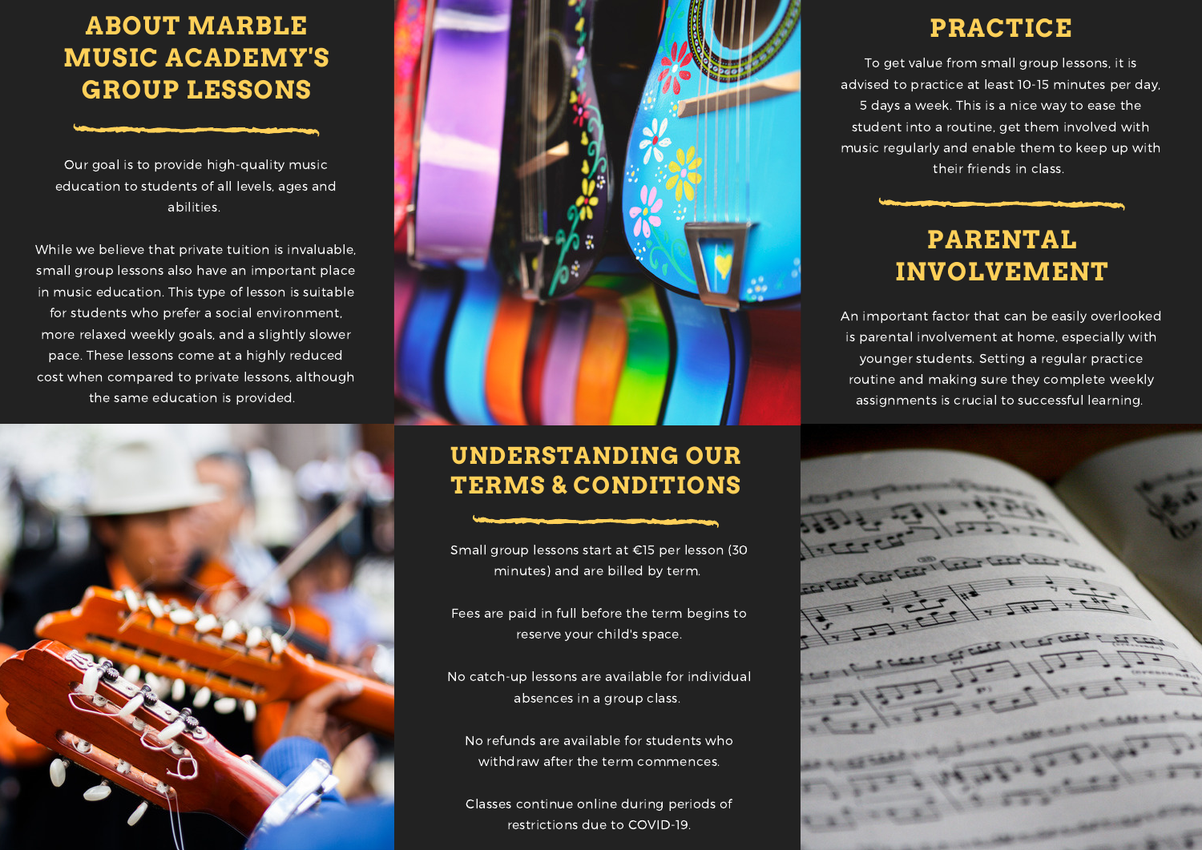# ABOUT MARBLE MUSIC ACADEMY'S GROUP LESSONS

Our goal is to provide high-quality music education to students of all levels, ages and abilities.

While we believe that private tuition is invaluable, small group lessons also have an important place in music education. This type of lesson is suitable for students who prefer a social environment, more relaxed weekly goals, and a slightly slower pace. These lessons come at a highly reduced cost when compared to private lessons, although the same education is provided.

# PRACTICE

To get value from small group lessons, it is advised to practice at least 10-15 minutes per day, 5 days a week. This is a nice way to ease the student into a routine, get them involved with music regularly and enable them to keep up with their friends in class.

# PARENTAL INVOLVEMENT

An important factor that can be easily overlooked is parental involvement at home, especially with younger students. Setting a regular practice routine and making sure they complete weekly assignments is crucial to successful learning.

# UNDERSTANDING OUR TERMS & CONDITIONS

Small group lessons start at €15 per lesson (30 minutes) and are billed by term.

Fees are paid in full before the term begins to reserve your child's space.

No catch-up lessons are available for individual absences in a group class.

No refunds are available for students who withdraw after the term commences.

Classes continue online during periods of restrictions due to COVID-19.